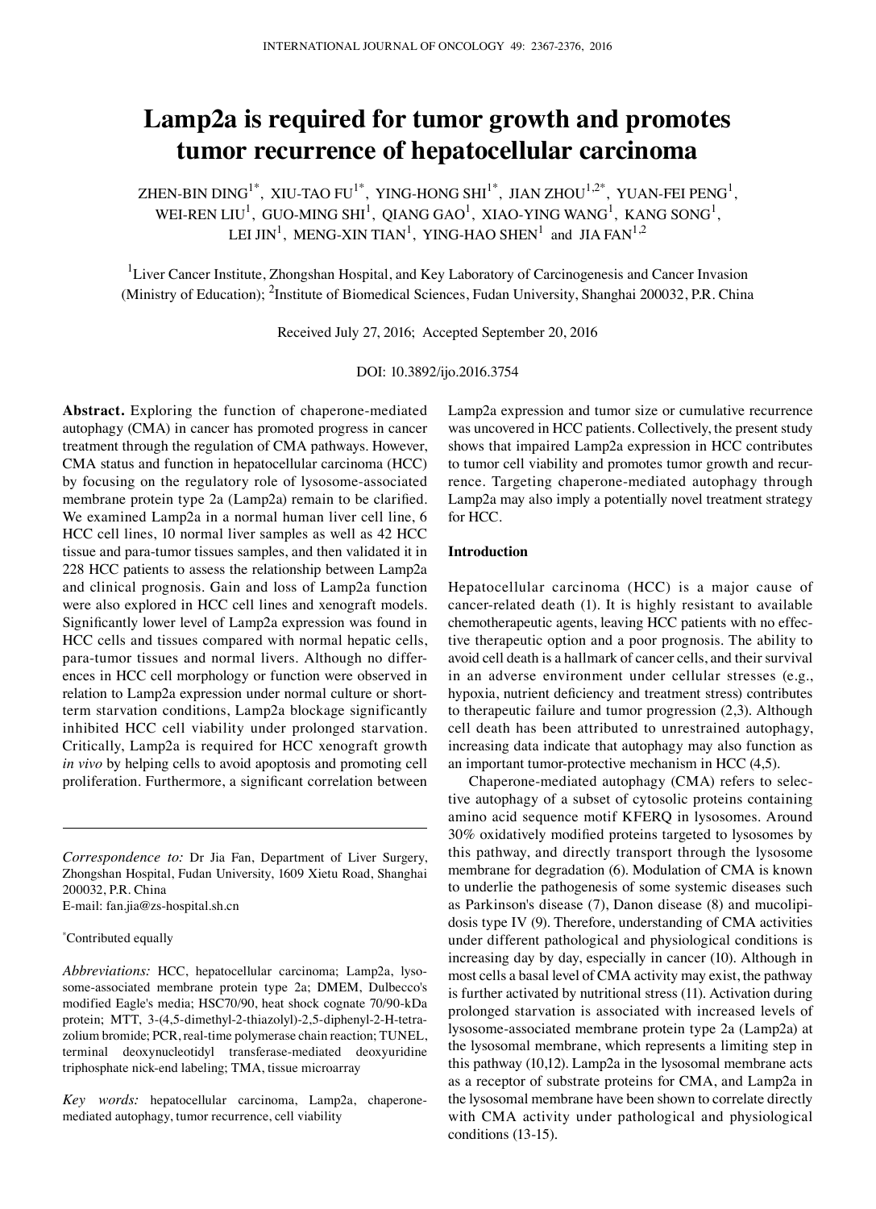# Lamp2a is required for tumor growth and promotes tumor recurrence of hepatocellular carcinoma

ZHEN-BIN DING[1*], XIU-TAO FU[1*], YING-HONG SHI[1*], JIAN ZHOU[1,2*], YUAN-FEI PENG[1], WEI-REN LIU[1], GUO-MING SHI[1], QIANG GAO[1], XIAO-YING WANG[1], KANG SONG[1], LEI JIN[1], MENG-XIN TIAN[1], YING-HAO SHEN[1] and JIA FAN[1,2]

[1]Liver Cancer Institute, Zhongshan Hospital, and Key Laboratory of Carcinogenesis and Cancer Invasion (Ministry of Education); [2]Institute of Biomedical Sciences, Fudan University, Shanghai 200032, P.R. China

Received July 27, 2016; Accepted September 20, 2016

DOI: 10.3892/ijo.2016.3754

**Abstract.** Exploring the function of chaperone-mediated autophagy (CMA) in cancer has promoted progress in cancer treatment through the regulation of CMA pathways. However, CMA status and function in hepatocellular carcinoma (HCC) by focusing on the regulatory role of lysosome-associated membrane protein type 2a (Lamp2a) remain to be clarified. We examined Lamp2a in a normal human liver cell line, 6 HCC cell lines, 10 normal liver samples as well as 42 HCC tissue and para-tumor tissues samples, and then validated it in 228 HCC patients to assess the relationship between Lamp2a and clinical prognosis. Gain and loss of Lamp2a function were also explored in HCC cell lines and xenograft models. Significantly lower level of Lamp2a expression was found in HCC cells and tissues compared with normal hepatic cells, para-tumor tissues and normal livers. Although no differences in HCC cell morphology or function were observed in relation to Lamp2a expression under normal culture or short-term starvation conditions, Lamp2a blockage significantly inhibited HCC cell viability under prolonged starvation. Critically, Lamp2a is required for HCC xenograft growth *in vivo* by helping cells to avoid apoptosis and promoting cell proliferation. Furthermore, a significant correlation between Lamp2a expression and tumor size or cumulative recurrence was uncovered in HCC patients. Collectively, the present study shows that impaired Lamp2a expression in HCC contributes to tumor cell viability and promotes tumor growth and recurrence. Targeting chaperone-mediated autophagy through Lamp2a may also imply a potentially novel treatment strategy for HCC.

*Correspondence to:* Dr Jia Fan, Department of Liver Surgery, Zhongshan Hospital, Fudan University, 1609 Xietu Road, Shanghai 200032, P.R. China
E-mail: fan.jia@zs-hospital.sh.cn

*Contributed equally

*Abbreviations:* HCC, hepatocellular carcinoma; Lamp2a, lysosome-associated membrane protein type 2a; DMEM, Dulbecco's modified Eagle's media; HSC70/90, heat shock cognate 70/90-kDa protein; MTT, 3-(4,5-dimethyl-2-thiazolyl)-2,5-diphenyl-2-H-tetrazolium bromide; PCR, real-time polymerase chain reaction; TUNEL, terminal deoxynucleotidyl transferase-mediated deoxyuridine triphosphate nick-end labeling; TMA, tissue microarray

*Key words:* hepatocellular carcinoma, Lamp2a, chaperone-mediated autophagy, tumor recurrence, cell viability

## Introduction

Hepatocellular carcinoma (HCC) is a major cause of cancer-related death (1). It is highly resistant to available chemotherapeutic agents, leaving HCC patients with no effective therapeutic option and a poor prognosis. The ability to avoid cell death is a hallmark of cancer cells, and their survival in an adverse environment under cellular stresses (e.g., hypoxia, nutrient deficiency and treatment stress) contributes to therapeutic failure and tumor progression (2,3). Although cell death has been attributed to unrestrained autophagy, increasing data indicate that autophagy may also function as an important tumor-protective mechanism in HCC (4,5).

Chaperone-mediated autophagy (CMA) refers to selective autophagy of a subset of cytosolic proteins containing amino acid sequence motif KFERQ in lysosomes. Around 30% oxidatively modified proteins targeted to lysosomes by this pathway, and directly transport through the lysosome membrane for degradation (6). Modulation of CMA is known to underlie the pathogenesis of some systemic diseases such as Parkinson's disease (7), Danon disease (8) and mucolipidosis type IV (9). Therefore, understanding of CMA activities under different pathological and physiological conditions is increasing day by day, especially in cancer (10). Although in most cells a basal level of CMA activity may exist, the pathway is further activated by nutritional stress (11). Activation during prolonged starvation is associated with increased levels of lysosome-associated membrane protein type 2a (Lamp2a) at the lysosomal membrane, which represents a limiting step in this pathway (10,12). Lamp2a in the lysosomal membrane acts as a receptor of substrate proteins for CMA, and Lamp2a in the lysosomal membrane have been shown to correlate directly with CMA activity under pathological and physiological conditions (13-15).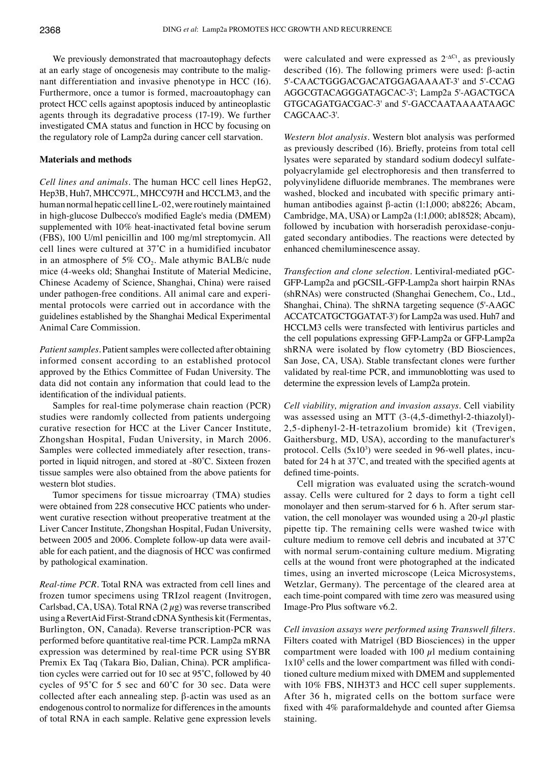We previously demonstrated that macroautophagy defects at an early stage of oncogenesis may contribute to the malignant differentiation and invasive phenotype in HCC (16). Furthermore, once a tumor is formed, macroautophagy can protect HCC cells against apoptosis induced by antineoplastic agents through its degradative process (17-19). We further investigated CMA status and function in HCC by focusing on the regulatory role of Lamp2a during cancer cell starvation.

## Materials and methods

*Cell lines and animals.* The human HCC cell lines HepG2, Hep3B, Huh7, MHCC97L, MHCC97H and HCCLM3, and the human normal hepatic cell line L-02, were routinely maintained in high-glucose Dulbecco's modified Eagle's media (DMEM) supplemented with 10% heat-inactivated fetal bovine serum (FBS), 100 U/ml penicillin and 100 mg/ml streptomycin. All cell lines were cultured at 37˚C in a humidified incubator in an atmosphere of 5% $CO_2$. Male athymic BALB/c nude mice (4-weeks old; Shanghai Institute of Material Medicine, Chinese Academy of Science, Shanghai, China) were raised under pathogen-free conditions. All animal care and experimental protocols were carried out in accordance with the guidelines established by the Shanghai Medical Experimental Animal Care Commission.

*Patient samples.* Patient samples were collected after obtaining informed consent according to an established protocol approved by the Ethics Committee of Fudan University. The data did not contain any information that could lead to the identification of the individual patients.

Samples for real-time polymerase chain reaction (PCR) studies were randomly collected from patients undergoing curative resection for HCC at the Liver Cancer Institute, Zhongshan Hospital, Fudan University, in March 2006. Samples were collected immediately after resection, transported in liquid nitrogen, and stored at -80˚C. Sixteen frozen tissue samples were also obtained from the above patients for western blot studies.

Tumor specimens for tissue microarray (TMA) studies were obtained from 228 consecutive HCC patients who underwent curative resection without preoperative treatment at the Liver Cancer Institute, Zhongshan Hospital, Fudan University, between 2005 and 2006. Complete follow-up data were available for each patient, and the diagnosis of HCC was confirmed by pathological examination.

*Real-time PCR.* Total RNA was extracted from cell lines and frozen tumor specimens using TRIzol reagent (Invitrogen, Carlsbad, CA, USA). Total RNA (2 $\mu$g) was reverse transcribed using a RevertAid First-Strand cDNA Synthesis kit (Fermentas, Burlington, ON, Canada). Reverse transcription-PCR was performed before quantitative real-time PCR. Lamp2a mRNA expression was determined by real-time PCR using SYBR Premix Ex Taq (Takara Bio, Dalian, China). PCR amplification cycles were carried out for 10 sec at 95˚C, followed by 40 cycles of 95˚C for 5 sec and 60˚C for 30 sec. Data were collected after each annealing step. β-actin was used as an endogenous control to normalize for differences in the amounts of total RNA in each sample. Relative gene expression levels were calculated and were expressed as $2^{-\Delta Ct}$, as previously described (16). The following primers were used: β-actin 5'-CAACTGGGACGACATGGAGAAAAT-3' and 5'-CCAGAGGCGTACAGGGATAGCAC-3'; Lamp2a 5'-AGACTGCAGTGCAGATGACGAC-3' and 5'-GACCAATAAAATAAGCCAGCAAC-3'.

*Western blot analysis.* Western blot analysis was performed as previously described (16). Briefly, proteins from total cell lysates were separated by standard sodium dodecyl sulfate-polyacrylamide gel electrophoresis and then transferred to polyvinylidene difluoride membranes. The membranes were washed, blocked and incubated with specific primary anti-human antibodies against β-actin (1:1,000; ab8226; Abcam, Cambridge, MA, USA) or Lamp2a (1:1,000; ab18528; Abcam), followed by incubation with horseradish peroxidase-conjugated secondary antibodies. The reactions were detected by enhanced chemiluminescence assay.

*Transfection and clone selection.* Lentiviral-mediated pGC-GFP-Lamp2a and pGCSIL-GFP-Lamp2a short hairpin RNAs (shRNAs) were constructed (Shanghai Genechem, Co., Ltd., Shanghai, China). The shRNA targeting sequence (5'-AAGCACCATCATGCTGGATAT-3') for Lamp2a was used. Huh7 and HCCLM3 cells were transfected with lentivirus particles and the cell populations expressing GFP-Lamp2a or GFP-Lamp2a shRNA were isolated by flow cytometry (BD Biosciences, San Jose, CA, USA). Stable transfectant clones were further validated by real-time PCR, and immunoblotting was used to determine the expression levels of Lamp2a protein.

*Cell viability, migration and invasion assays.* Cell viability was assessed using an MTT (3-(4,5-dimethyl-2-thiazolyl)-2,5-diphenyl-2-H-tetrazolium bromide) kit (Trevigen, Gaithersburg, MD, USA), according to the manufacturer's protocol. Cells ($5x10^3$) were seeded in 96-well plates, incubated for 24 h at 37˚C, and treated with the specified agents at defined time-points.

Cell migration was evaluated using the scratch-wound assay. Cells were cultured for 2 days to form a tight cell monolayer and then serum-starved for 6 h. After serum starvation, the cell monolayer was wounded using a 20-$\mu$l plastic pipette tip. The remaining cells were washed twice with culture medium to remove cell debris and incubated at 37˚C with normal serum-containing culture medium. Migrating cells at the wound front were photographed at the indicated times, using an inverted microscope (Leica Microsystems, Wetzlar, Germany). The percentage of the cleared area at each time-point compared with time zero was measured using Image-Pro Plus software v6.2.

*Cell invasion assays were performed using Transwell filters.* Filters coated with Matrigel (BD Biosciences) in the upper compartment were loaded with 100 $\mu$l medium containing $1x10^5$ cells and the lower compartment was filled with conditioned culture medium mixed with DMEM and supplemented with 10% FBS, NIH3T3 and HCC cell super supplements. After 36 h, migrated cells on the bottom surface were fixed with 4% paraformaldehyde and counted after Giemsa staining.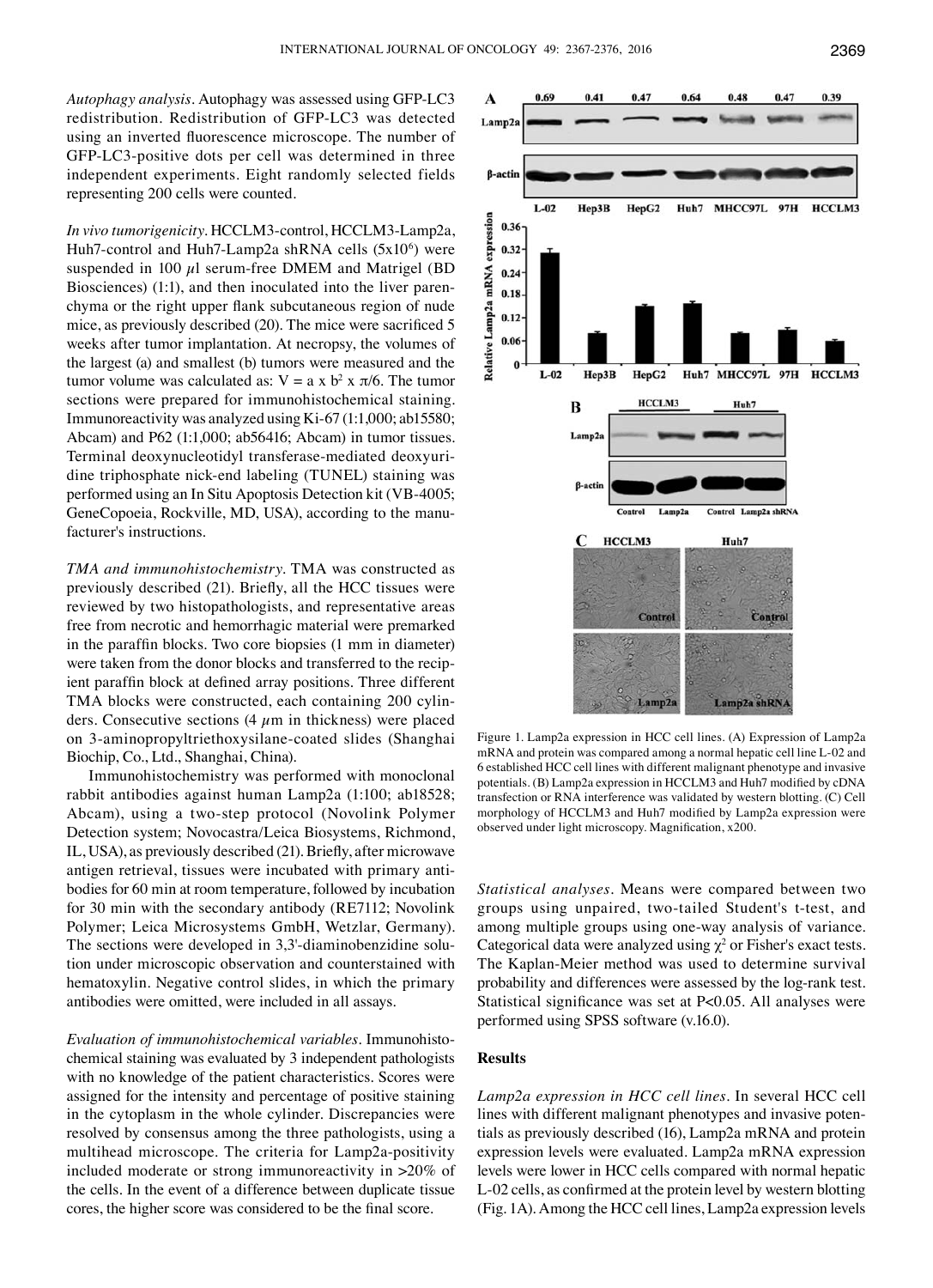*Autophagy analysis*. Autophagy was assessed using GFP-LC3 redistribution. Redistribution of GFP-LC3 was detected using an inverted fluorescence microscope. The number of GFP-LC3-positive dots per cell was determined in three independent experiments. Eight randomly selected fields representing 200 cells were counted.

*In vivo tumorigenicity*. HCCLM3-control, HCCLM3-Lamp2a, Huh7-control and Huh7-Lamp2a shRNA cells ($5 \times 10^6$) were suspended in 100 $\mu$l serum-free DMEM and Matrigel (BD Biosciences) (1:1), and then inoculated into the liver parenchyma or the right upper flank subcutaneous region of nude mice, as previously described (20). The mice were sacrificed 5 weeks after tumor implantation. At necropsy, the volumes of the largest (a) and smallest (b) tumors were measured and the tumor volume was calculated as: $V = a \times b^2 \times \pi/6$. The tumor sections were prepared for immunohistochemical staining. Immunoreactivity was analyzed using Ki-67 (1:1,000; ab15580; Abcam) and P62 (1:1,000; ab56416; Abcam) in tumor tissues. Terminal deoxynucleotidyl transferase-mediated deoxyuridine triphosphate nick-end labeling (TUNEL) staining was performed using an In Situ Apoptosis Detection kit (VB-4005; GeneCopoeia, Rockville, MD, USA), according to the manufacturer's instructions.

*TMA and immunohistochemistry*. TMA was constructed as previously described (21). Briefly, all the HCC tissues were reviewed by two histopathologists, and representative areas free from necrotic and hemorrhagic material were premarked in the paraffin blocks. Two core biopsies (1 mm in diameter) were taken from the donor blocks and transferred to the recipient paraffin block at defined array positions. Three different TMA blocks were constructed, each containing 200 cylinders. Consecutive sections (4 $\mu$m in thickness) were placed on 3-aminopropyltriethoxysilane-coated slides (Shanghai Biochip, Co., Ltd., Shanghai, China).

Immunohistochemistry was performed with monoclonal rabbit antibodies against human Lamp2a (1:100; ab18528; Abcam), using a two-step protocol (Novolink Polymer Detection system; Novocastra/Leica Biosystems, Richmond, IL, USA), as previously described (21). Briefly, after microwave antigen retrieval, tissues were incubated with primary antibodies for 60 min at room temperature, followed by incubation for 30 min with the secondary antibody (RE7112; Novolink Polymer; Leica Microsystems GmbH, Wetzlar, Germany). The sections were developed in 3,3'-diaminobenzidine solution under microscopic observation and counterstained with hematoxylin. Negative control slides, in which the primary antibodies were omitted, were included in all assays.

*Evaluation of immunohistochemical variables*. Immunohistochemical staining was evaluated by 3 independent pathologists with no knowledge of the patient characteristics. Scores were assigned for the intensity and percentage of positive staining in the cytoplasm in the whole cylinder. Discrepancies were resolved by consensus among the three pathologists, using a multihead microscope. The criteria for Lamp2a-positivity included moderate or strong immunoreactivity in >20% of the cells. In the event of a difference between duplicate tissue cores, the higher score was considered to be the final score.

Figure 1. Lamp2a expression in HCC cell lines. (A) Expression of Lamp2a mRNA and protein was compared among a normal hepatic cell line L-02 and 6 established HCC cell lines with different malignant phenotype and invasive potentials. (B) Lamp2a expression in HCCLM3 and Huh7 modified by cDNA transfection or RNA interference was validated by western blotting. (C) Cell morphology of HCCLM3 and Huh7 modified by Lamp2a expression were observed under light microscopy. Magnification, x200.

*Statistical analyses*. Means were compared between two groups using unpaired, two-tailed Student's t-test, and among multiple groups using one-way analysis of variance. Categorical data were analyzed using $\chi^2$ or Fisher's exact tests. The Kaplan-Meier method was used to determine survival probability and differences were assessed by the log-rank test. Statistical significance was set at $P<0.05$. All analyses were performed using SPSS software (v.16.0).

## Results

*Lamp2a expression in HCC cell lines*. In several HCC cell lines with different malignant phenotypes and invasive potentials as previously described (16), Lamp2a mRNA and protein expression levels were evaluated. Lamp2a mRNA expression levels were lower in HCC cells compared with normal hepatic L-02 cells, as confirmed at the protein level by western blotting (Fig. 1A). Among the HCC cell lines, Lamp2a expression levels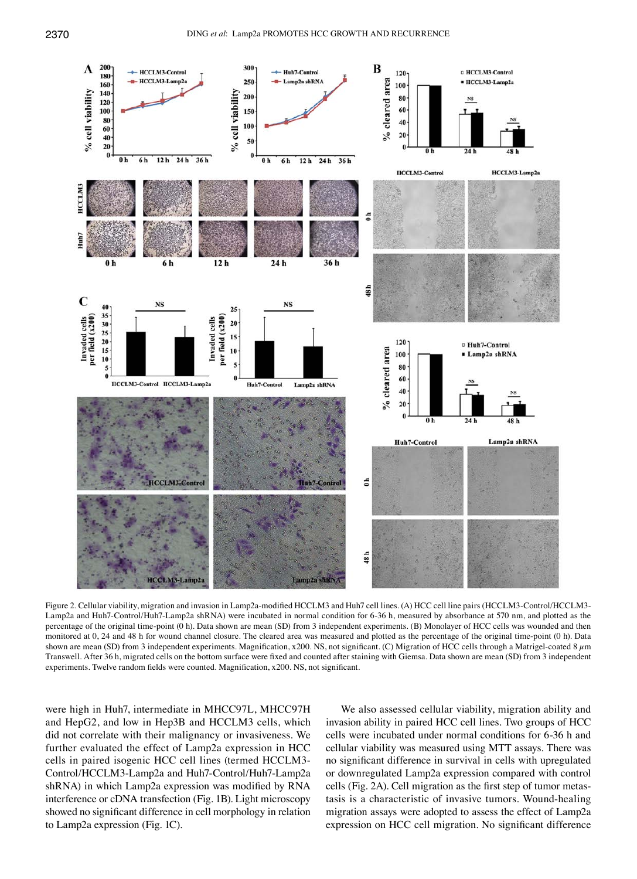Figure 2. Cellular viability, migration and invasion in Lamp2a-modified HCCLM3 and Huh7 cell lines. (A) HCC cell line pairs (HCCLM3-Control/HCCLM3-Lamp2a and Huh7-Control/Huh7-Lamp2a shRNA) were incubated in normal condition for 6-36 h, measured by absorbance at 570 nm, and plotted as the percentage of the original time-point (0 h). Data shown are mean (SD) from 3 independent experiments. (B) Monolayer of HCC cells was wounded and then monitored at 0, 24 and 48 h for wound channel closure. The cleared area was measured and plotted as the percentage of the original time-point (0 h). Data shown are mean (SD) from 3 independent experiments. Magnification, x200. NS, not significant. (C) Migration of HCC cells through a Matrigel-coated 8 $\mu$m Transwell. After 36 h, migrated cells on the bottom surface were fixed and counted after staining with Giemsa. Data shown are mean (SD) from 3 independent experiments. Twelve random fields were counted. Magnification, x200. NS, not significant.

were high in Huh7, intermediate in MHCC97L, MHCC97H and HepG2, and low in Hep3B and HCCLM3 cells, which did not correlate with their malignancy or invasiveness. We further evaluated the effect of Lamp2a expression in HCC cells in paired isogenic HCC cell lines (termed HCCLM3-Control/HCCLM3-Lamp2a and Huh7-Control/Huh7-Lamp2a shRNA) in which Lamp2a expression was modified by RNA interference or cDNA transfection (Fig. 1B). Light microscopy showed no significant difference in cell morphology in relation to Lamp2a expression (Fig. 1C).

We also assessed cellular viability, migration ability and invasion ability in paired HCC cell lines. Two groups of HCC cells were incubated under normal conditions for 6-36 h and cellular viability was measured using MTT assays. There was no significant difference in survival in cells with upregulated or downregulated Lamp2a expression compared with control cells (Fig. 2A). Cell migration as the first step of tumor metastasis is a characteristic of invasive tumors. Wound-healing migration assays were adopted to assess the effect of Lamp2a expression on HCC cell migration. No significant difference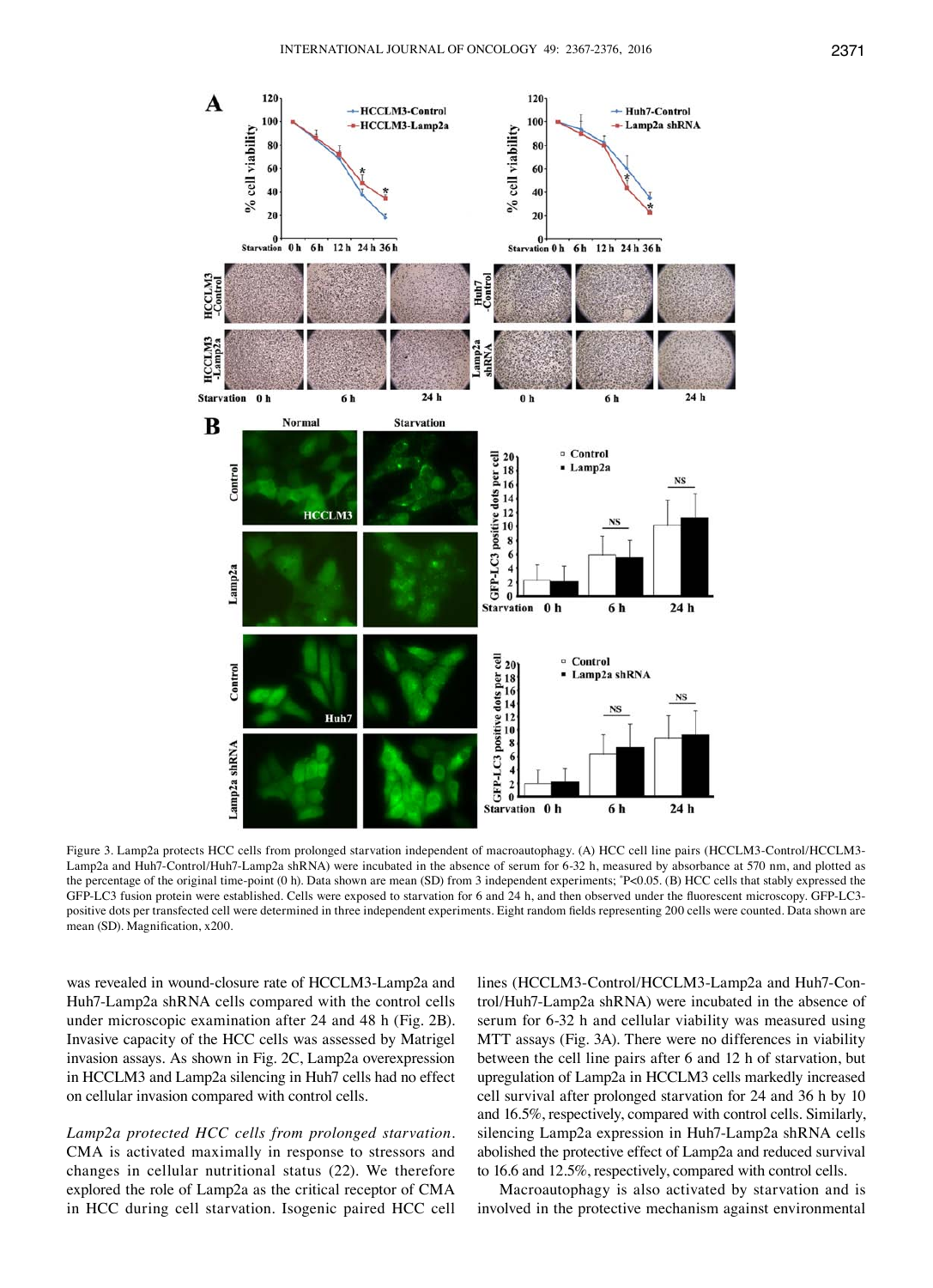Figure 3. Lamp2a protects HCC cells from prolonged starvation independent of macroautophagy. (A) HCC cell line pairs (HCCLM3-Control/HCCLM3-Lamp2a and Huh7-Control/Huh7-Lamp2a shRNA) were incubated in the absence of serum for 6-32 h, measured by absorbance at 570 nm, and plotted as the percentage of the original time-point (0 h). Data shown are mean (SD) from 3 independent experiments; *P<0.05. (B) HCC cells that stably expressed the GFP-LC3 fusion protein were established. Cells were exposed to starvation for 6 and 24 h, and then observed under the fluorescent microscopy. GFP-LC3-positive dots per transfected cell were determined in three independent experiments. Eight random fields representing 200 cells were counted. Data shown are mean (SD). Magnification, x200.

was revealed in wound-closure rate of HCCLM3-Lamp2a and Huh7-Lamp2a shRNA cells compared with the control cells under microscopic examination after 24 and 48 h (Fig. 2B). Invasive capacity of the HCC cells was assessed by Matrigel invasion assays. As shown in Fig. 2C, Lamp2a overexpression in HCCLM3 and Lamp2a silencing in Huh7 cells had no effect on cellular invasion compared with control cells.

*Lamp2a protected HCC cells from prolonged starvation.* CMA is activated maximally in response to stressors and changes in cellular nutritional status (22). We therefore explored the role of Lamp2a as the critical receptor of CMA in HCC during cell starvation. Isogenic paired HCC cell lines (HCCLM3-Control/HCCLM3-Lamp2a and Huh7-Control/Huh7-Lamp2a shRNA) were incubated in the absence of serum for 6-32 h and cellular viability was measured using MTT assays (Fig. 3A). There were no differences in viability between the cell line pairs after 6 and 12 h of starvation, but upregulation of Lamp2a in HCCLM3 cells markedly increased cell survival after prolonged starvation for 24 and 36 h by 10 and 16.5%, respectively, compared with control cells. Similarly, silencing Lamp2a expression in Huh7-Lamp2a shRNA cells abolished the protective effect of Lamp2a and reduced survival to 16.6 and 12.5%, respectively, compared with control cells.

Macroautophagy is also activated by starvation and is involved in the protective mechanism against environmental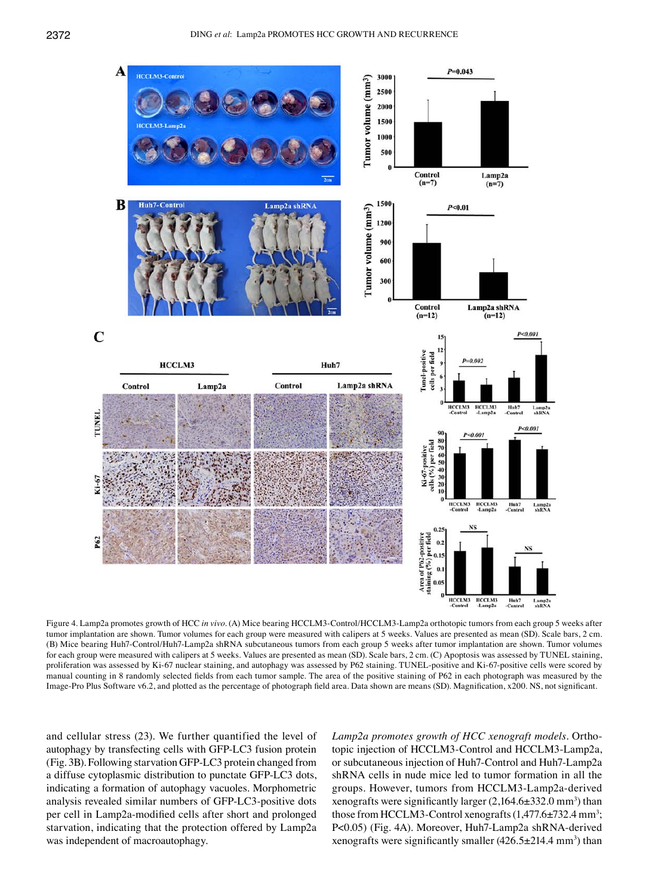Figure 4. Lamp2a promotes growth of HCC *in vivo*. (A) Mice bearing HCCLM3-Control/HCCLM3-Lamp2a orthotopic tumors from each group 5 weeks after tumor implantation are shown. Tumor volumes for each group were measured with calipers at 5 weeks. Values are presented as mean (SD). Scale bars, 2 cm. (B) Mice bearing Huh7-Control/Huh7-Lamp2a shRNA subcutaneous tumors from each group 5 weeks after tumor implantation are shown. Tumor volumes for each group were measured with calipers at 5 weeks. Values are presented as mean (SD). Scale bars, 2 cm. (C) Apoptosis was assessed by TUNEL staining, proliferation was assessed by Ki-67 nuclear staining, and autophagy was assessed by P62 staining. TUNEL-positive and Ki-67-positive cells were scored by manual counting in 8 randomly selected fields from each tumor sample. The area of the positive staining of P62 in each photograph was measured by the Image-Pro Plus Software v6.2, and plotted as the percentage of photograph field area. Data shown are means (SD). Magnification, x200. NS, not significant.

and cellular stress (23). We further quantified the level of autophagy by transfecting cells with GFP-LC3 fusion protein (Fig. 3B). Following starvation GFP-LC3 protein changed from a diffuse cytoplasmic distribution to punctate GFP-LC3 dots, indicating a formation of autophagy vacuoles. Morphometric analysis revealed similar numbers of GFP-LC3-positive dots per cell in Lamp2a-modified cells after short and prolonged starvation, indicating that the protection offered by Lamp2a was independent of macroautophagy.

*Lamp2a promotes growth of HCC xenograft models*. Orthotopic injection of HCCLM3-Control and HCCLM3-Lamp2a, or subcutaneous injection of Huh7-Control and Huh7-Lamp2a shRNA cells in nude mice led to tumor formation in all the groups. However, tumors from HCCLM3-Lamp2a-derived xenografts were significantly larger (2,164.6±332.0 $mm^3$) than those from HCCLM3-Control xenografts (1,477.6±732.4 $mm^3$; $P<0.05$) (Fig. 4A). Moreover, Huh7-Lamp2a shRNA-derived xenografts were significantly smaller (426.5±214.4 $mm^3$) than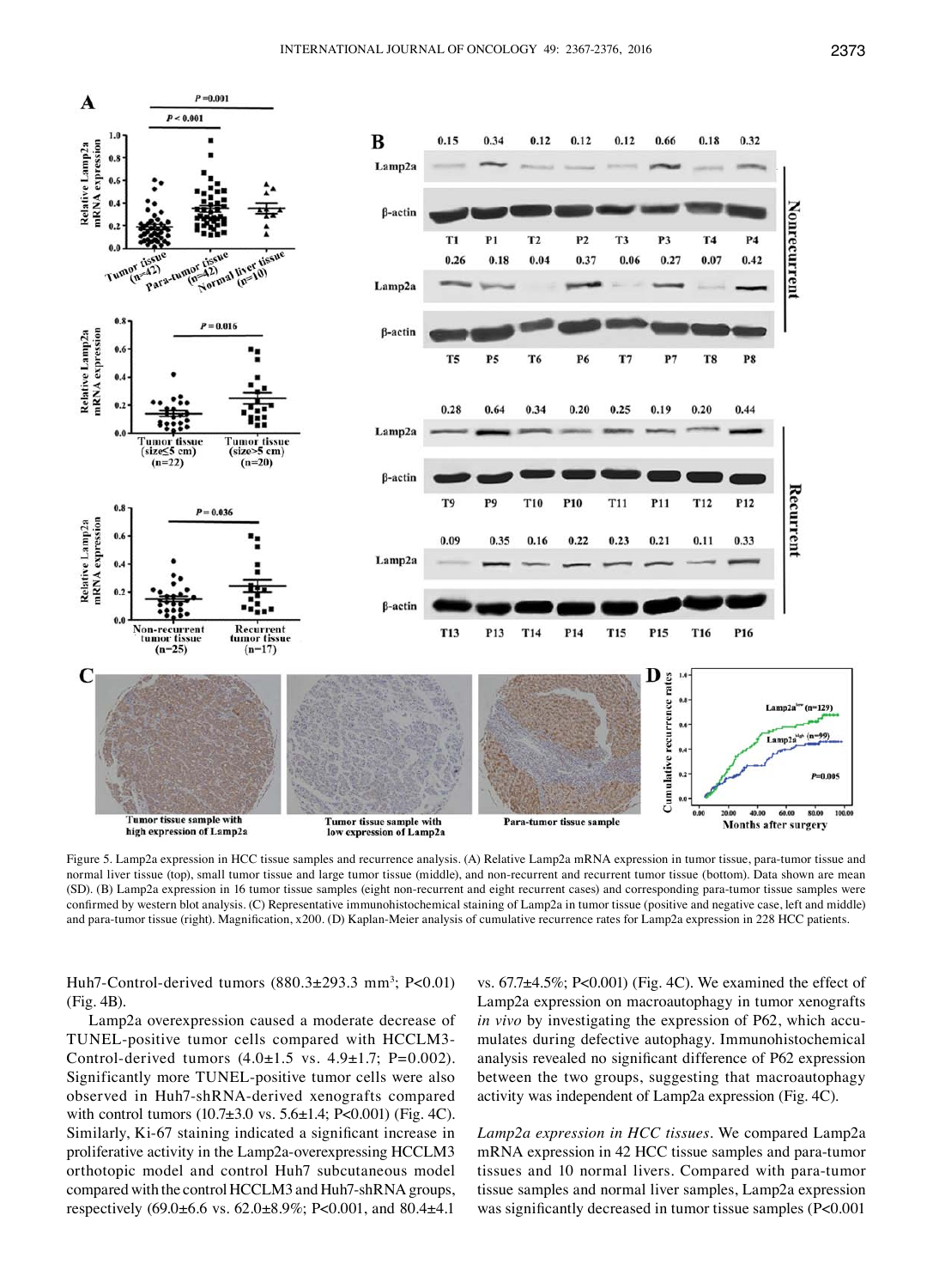Figure 5. Lamp2a expression in HCC tissue samples and recurrence analysis. (A) Relative Lamp2a mRNA expression in tumor tissue, para-tumor tissue and normal liver tissue (top), small tumor tissue and large tumor tissue (middle), and non-recurrent and recurrent tumor tissue (bottom). Data shown are mean (SD). (B) Lamp2a expression in 16 tumor tissue samples (eight non-recurrent and eight recurrent cases) and corresponding para-tumor tissue samples were confirmed by western blot analysis. (C) Representative immunohistochemical staining of Lamp2a in tumor tissue (positive and negative case, left and middle) and para-tumor tissue (right). Magnification, x200. (D) Kaplan-Meier analysis of cumulative recurrence rates for Lamp2a expression in 228 HCC patients.

Huh7-Control-derived tumors (880.3±293.3 mm$^3$; P<0.01) (Fig. 4B).

Lamp2a overexpression caused a moderate decrease of TUNEL-positive tumor cells compared with HCCLM3-Control-derived tumors (4.0±1.5 vs. 4.9±1.7; P=0.002). Significantly more TUNEL-positive tumor cells were also observed in Huh7-shRNA-derived xenografts compared with control tumors (10.7±3.0 vs. 5.6±1.4; P<0.001) (Fig. 4C). Similarly, Ki-67 staining indicated a significant increase in proliferative activity in the Lamp2a-overexpressing HCCLM3 orthotopic model and control Huh7 subcutaneous model compared with the control HCCLM3 and Huh7-shRNA groups, respectively (69.0±6.6 vs. 62.0±8.9%; P<0.001, and 80.4±4.1 vs. 67.7±4.5%; P<0.001) (Fig. 4C). We examined the effect of Lamp2a expression on macroautophagy in tumor xenografts *in vivo* by investigating the expression of P62, which accumulates during defective autophagy. Immunohistochemical analysis revealed no significant difference of P62 expression between the two groups, suggesting that macroautophagy activity was independent of Lamp2a expression (Fig. 4C).

*Lamp2a expression in HCC tissues.* We compared Lamp2a mRNA expression in 42 HCC tissue samples and para-tumor tissues and 10 normal livers. Compared with para-tumor tissue samples and normal liver samples, Lamp2a expression was significantly decreased in tumor tissue samples (P<0.001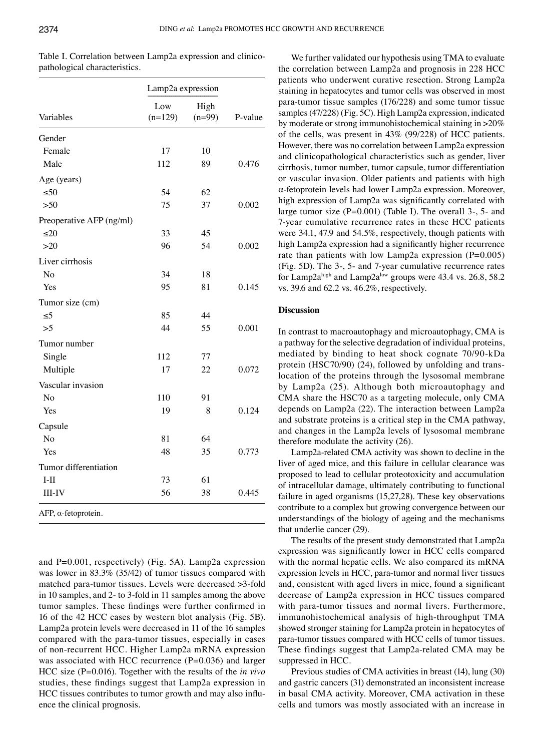Table I. Correlation between Lamp2a expression and clinicopathological characteristics.

| Variables | Lamp2a expression | | P-value |
|---|---|---|---|
| | Low (n=129) | High (n=99) | |
| Gender | | | |
| Female | 17 | 10 | |
| Male | 112 | 89 | 0.476 |
| Age (years) | | | |
| ≤50 | 54 | 62 | |
| >50 | 75 | 37 | 0.002 |
| Preoperative AFP (ng/ml) | | | |
| ≤20 | 33 | 45 | |
| >20 | 96 | 54 | 0.002 |
| Liver cirrhosis | | | |
| No | 34 | 18 | |
| Yes | 95 | 81 | 0.145 |
| Tumor size (cm) | | | |
| ≤5 | 85 | 44 | |
| >5 | 44 | 55 | 0.001 |
| Tumor number | | | |
| Single | 112 | 77 | |
| Multiple | 17 | 22 | 0.072 |
| Vascular invasion | | | |
| No | 110 | 91 | |
| Yes | 19 | 8 | 0.124 |
| Capsule | | | |
| No | 81 | 64 | |
| Yes | 48 | 35 | 0.773 |
| Tumor differentiation | | | |
| I-II | 73 | 61 | |
| III-IV | 56 | 38 | 0.445 |

AFP, α-fetoprotein.

and P=0.001, respectively) (Fig. 5A). Lamp2a expression was lower in 83.3% (35/42) of tumor tissues compared with matched para-tumor tissues. Levels were decreased >3-fold in 10 samples, and 2- to 3-fold in 11 samples among the above tumor samples. These findings were further confirmed in 16 of the 42 HCC cases by western blot analysis (Fig. 5B). Lamp2a protein levels were decreased in 11 of the 16 samples compared with the para-tumor tissues, especially in cases of non-recurrent HCC. Higher Lamp2a mRNA expression was associated with HCC recurrence (P=0.036) and larger HCC size (P=0.016). Together with the results of the *in vivo* studies, these findings suggest that Lamp2a expression in HCC tissues contributes to tumor growth and may also influence the clinical prognosis.

We further validated our hypothesis using TMA to evaluate the correlation between Lamp2a and prognosis in 228 HCC patients who underwent curative resection. Strong Lamp2a staining in hepatocytes and tumor cells was observed in most para-tumor tissue samples (176/228) and some tumor tissue samples (47/228) (Fig. 5C). High Lamp2a expression, indicated by moderate or strong immunohistochemical staining in >20% of the cells, was present in 43% (99/228) of HCC patients. However, there was no correlation between Lamp2a expression and clinicopathological characteristics such as gender, liver cirrhosis, tumor number, tumor capsule, tumor differentiation or vascular invasion. Older patients and patients with high α-fetoprotein levels had lower Lamp2a expression. Moreover, high expression of Lamp2a was significantly correlated with large tumor size (P=0.001) (Table I). The overall 3-, 5- and 7-year cumulative recurrence rates in these HCC patients were 34.1, 47.9 and 54.5%, respectively, though patients with high Lamp2a expression had a significantly higher recurrence rate than patients with low Lamp2a expression (P=0.005) (Fig. 5D). The 3-, 5- and 7-year cumulative recurrence rates for Lamp2a$^{high}$ and Lamp2a$^{low}$ groups were 43.4 vs. 26.8, 58.2 vs. 39.6 and 62.2 vs. 46.2%, respectively.

## Discussion

In contrast to macroautophagy and microautophagy, CMA is a pathway for the selective degradation of individual proteins, mediated by binding to heat shock cognate 70/90-kDa protein (HSC70/90) (24), followed by unfolding and translocation of the proteins through the lysosomal membrane by Lamp2a (25). Although both microautophagy and CMA share the HSC70 as a targeting molecule, only CMA depends on Lamp2a (22). The interaction between Lamp2a and substrate proteins is a critical step in the CMA pathway, and changes in the Lamp2a levels of lysosomal membrane therefore modulate the activity (26).

Lamp2a-related CMA activity was shown to decline in the liver of aged mice, and this failure in cellular clearance was proposed to lead to cellular proteotoxicity and accumulation of intracellular damage, ultimately contributing to functional failure in aged organisms (15,27,28). These key observations contribute to a complex but growing convergence between our understandings of the biology of ageing and the mechanisms that underlie cancer (29).

The results of the present study demonstrated that Lamp2a expression was significantly lower in HCC cells compared with the normal hepatic cells. We also compared its mRNA expression levels in HCC, para-tumor and normal liver tissues and, consistent with aged livers in mice, found a significant decrease of Lamp2a expression in HCC tissues compared with para-tumor tissues and normal livers. Furthermore, immunohistochemical analysis of high-throughput TMA showed stronger staining for Lamp2a protein in hepatocytes of para-tumor tissues compared with HCC cells of tumor tissues. These findings suggest that Lamp2a-related CMA may be suppressed in HCC.

Previous studies of CMA activities in breast (14), lung (30) and gastric cancers (31) demonstrated an inconsistent increase in basal CMA activity. Moreover, CMA activation in these cells and tumors was mostly associated with an increase in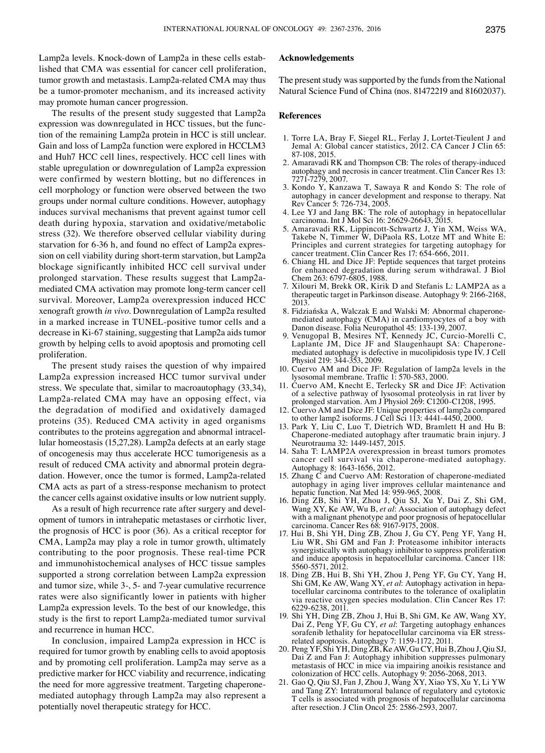Lamp2a levels. Knock-down of Lamp2a in these cells established that CMA was essential for cancer cell proliferation, tumor growth and metastasis. Lamp2a-related CMA may thus be a tumor-promoter mechanism, and its increased activity may promote human cancer progression.

The results of the present study suggested that Lamp2a expression was downregulated in HCC tissues, but the function of the remaining Lamp2a protein in HCC is still unclear. Gain and loss of Lamp2a function were explored in HCCLM3 and Huh7 HCC cell lines, respectively. HCC cell lines with stable upregulation or downregulation of Lamp2a expression were confirmed by western blotting, but no differences in cell morphology or function were observed between the two groups under normal culture conditions. However, autophagy induces survival mechanisms that prevent against tumor cell death during hypoxia, starvation and oxidative/metabolic stress (32). We therefore observed cellular viability during starvation for 6-36 h, and found no effect of Lamp2a expression on cell viability during short-term starvation, but Lamp2a blockage significantly inhibited HCC cell survival under prolonged starvation. These results suggest that Lamp2a-mediated CMA activation may promote long-term cancer cell survival. Moreover, Lamp2a overexpression induced HCC xenograft growth *in vivo*. Downregulation of Lamp2a resulted in a marked increase in TUNEL-positive tumor cells and a decrease in Ki-67 staining, suggesting that Lamp2a aids tumor growth by helping cells to avoid apoptosis and promoting cell proliferation.

The present study raises the question of why impaired Lamp2a expression increased HCC tumor survival under stress. We speculate that, similar to macroautophagy (33,34), Lamp2a-related CMA may have an opposing effect, via the degradation of modified and oxidatively damaged proteins (35). Reduced CMA activity in aged organisms contributes to the proteins aggregation and abnormal intracellular homeostasis (15,27,28). Lamp2a defects at an early stage of oncogenesis may thus accelerate HCC tumorigenesis as a result of reduced CMA activity and abnormal protein degradation. However, once the tumor is formed, Lamp2a-related CMA acts as part of a stress-response mechanism to protect the cancer cells against oxidative insults or low nutrient supply.

As a result of high recurrence rate after surgery and development of tumors in intrahepatic metastases or cirrhotic liver, the prognosis of HCC is poor (36). As a critical receptor for CMA, Lamp2a may play a role in tumor growth, ultimately contributing to the poor prognosis. These real-time PCR and immunohistochemical analyses of HCC tissue samples supported a strong correlation between Lamp2a expression and tumor size, while 3-, 5- and 7-year cumulative recurrence rates were also significantly lower in patients with higher Lamp2a expression levels. To the best of our knowledge, this study is the first to report Lamp2a-mediated tumor survival and recurrence in human HCC.

In conclusion, impaired Lamp2a expression in HCC is required for tumor growth by enabling cells to avoid apoptosis and by promoting cell proliferation. Lamp2a may serve as a predictive marker for HCC viability and recurrence, indicating the need for more aggressive treatment. Targeting chaperone-mediated autophagy through Lamp2a may also represent a potentially novel therapeutic strategy for HCC.

## Acknowledgements

The present study was supported by the funds from the National Natural Science Fund of China (nos. 81472219 and 81602037).

## References

1. Torre LA, Bray F, Siegel RL, Ferlay J, Lortet-Tieulent J and Jemal A: Global cancer statistics, 2012. CA Cancer J Clin 65: 87-108, 2015.
2. Amaravadi RK and Thompson CB: The roles of therapy-induced autophagy and necrosis in cancer treatment. Clin Cancer Res 13: 7271-7279, 2007.
3. Kondo Y, Kanzawa T, Sawaya R and Kondo S: The role of autophagy in cancer development and response to therapy. Nat Rev Cancer 5: 726-734, 2005.
4. Lee YJ and Jang BK: The role of autophagy in hepatocellular carcinoma. Int J Mol Sci 16: 26629-26643, 2015.
5. Amaravadi RK, Lippincott-Schwartz J, Yin XM, Weiss WA, Takebe N, Timmer W, DiPaola RS, Lotze MT and White E: Principles and current strategies for targeting autophagy for cancer treatment. Clin Cancer Res 17: 654-666, 2011.
6. Chiang HL and Dice JF: Peptide sequences that target proteins for enhanced degradation during serum withdrawal. J Biol Chem 263: 6797-6805, 1988.
7. Xilouri M, Brekk OR, Kirik D and Stefanis L: LAMP2A as a therapeutic target in Parkinson disease. Autophagy 9: 2166-2168, 2013.
8. Fidziańska A, Walczak E and Walski M: Abnormal chaperone-mediated autophagy (CMA) in cardiomyocytes of a boy with Danon disease. Folia Neuropathol 45: 133-139, 2007.
9. Venugopal B, Mesires NT, Kennedy JC, Curcio-Morelli C, Laplante JM, Dice JF and Slaugenhaupt SA: Chaperone-mediated autophagy is defective in mucolipidosis type IV. J Cell Physiol 219: 344-353, 2009.
10. Cuervo AM and Dice JF: Regulation of lamp2a levels in the lysosomal membrane. Traffic 1: 570-583, 2000.
11. Cuervo AM, Knecht E, Terlecky SR and Dice JF: Activation of a selective pathway of lysosomal proteolysis in rat liver by prolonged starvation. Am J Physiol 269: C1200-C1208, 1995.
12. Cuervo AM and Dice JF: Unique properties of lamp2a compared to other lamp2 isoforms. J Cell Sci 113: 4441-4450, 2000.
13. Park Y, Liu C, Luo T, Dietrich WD, Bramlett H and Hu B: Chaperone-mediated autophagy after traumatic brain injury. J Neurotrauma 32: 1449-1457, 2015.
14. Saha T: LAMP2A overexpression in breast tumors promotes cancer cell survival via chaperone-mediated autophagy. Autophagy 8: 1643-1656, 2012.
15. Zhang C and Cuervo AM: Restoration of chaperone-mediated autophagy in aging liver improves cellular maintenance and hepatic function. Nat Med 14: 959-965, 2008.
16. Ding ZB, Shi YH, Zhou J, Qiu SJ, Xu Y, Dai Z, Shi GM, Wang XY, Ke AW, Wu B, *et al*: Association of autophagy defect with a malignant phenotype and poor prognosis of hepatocellular carcinoma. Cancer Res 68: 9167-9175, 2008.
17. Hui B, Shi YH, Ding ZB, Zhou J, Gu CY, Peng YF, Yang H, Liu WR, Shi GM and Fan J: Proteasome inhibitor interacts synergistically with autophagy inhibitor to suppress proliferation and induce apoptosis in hepatocellular carcinoma. Cancer 118: 5560-5571, 2012.
18. Ding ZB, Hui B, Shi YH, Zhou J, Peng YF, Gu CY, Yang H, Shi GM, Ke AW, Wang XY, *et al*: Autophagy activation in hepatocellular carcinoma contributes to the tolerance of oxaliplatin via reactive oxygen species modulation. Clin Cancer Res 17: 6229-6238, 2011.
19. Shi YH, Ding ZB, Zhou J, Hui B, Shi GM, Ke AW, Wang XY, Dai Z, Peng YF, Gu CY, *et al*: Targeting autophagy enhances sorafenib lethality for hepatocellular carcinoma via ER stress-related apoptosis. Autophagy 7: 1159-1172, 2011.
20. Peng YF, Shi YH, Ding ZB, Ke AW, Gu CY, Hui B, Zhou J, Qiu SJ, Dai Z and Fan J: Autophagy inhibition suppresses pulmonary metastasis of HCC in mice via impairing anoikis resistance and colonization of HCC cells. Autophagy 9: 2056-2068, 2013.
21. Gao Q, Qiu SJ, Fan J, Zhou J, Wang XY, Xiao YS, Xu Y, Li YW and Tang ZY: Intratumoral balance of regulatory and cytotoxic T cells is associated with prognosis of hepatocellular carcinoma after resection. J Clin Oncol 25: 2586-2593, 2007.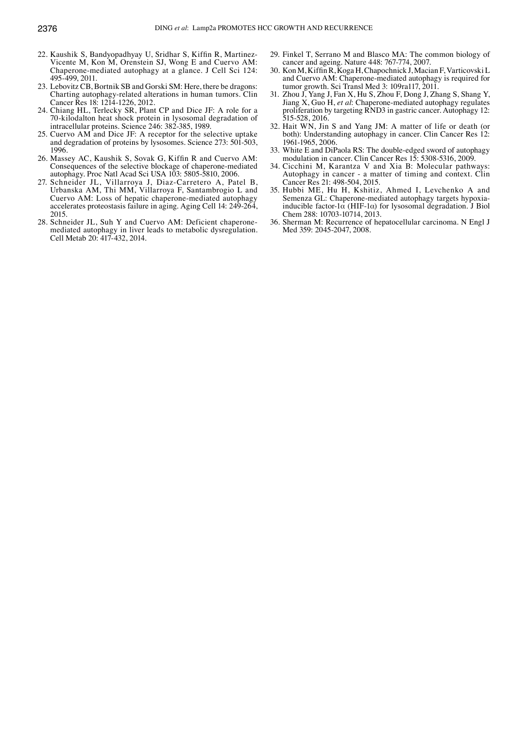22. Kaushik S, Bandyopadhyay U, Sridhar S, Kiffin R, Martinez-Vicente M, Kon M, Orenstein SJ, Wong E and Cuervo AM: Chaperone-mediated autophagy at a glance. J Cell Sci 124: 495-499, 2011.
23. Lebovitz CB, Bortnik SB and Gorski SM: Here, there be dragons: Charting autophagy-related alterations in human tumors. Clin Cancer Res 18: 1214-1226, 2012.
24. Chiang HL, Terlecky SR, Plant CP and Dice JF: A role for a 70-kilodalton heat shock protein in lysosomal degradation of intracellular proteins. Science 246: 382-385, 1989.
25. Cuervo AM and Dice JF: A receptor for the selective uptake and degradation of proteins by lysosomes. Science 273: 501-503, 1996.
26. Massey AC, Kaushik S, Sovak G, Kiffin R and Cuervo AM: Consequences of the selective blockage of chaperone-mediated autophagy. Proc Natl Acad Sci USA 103: 5805-5810, 2006.
27. Schneider JL, Villarroya J, Diaz-Carretero A, Patel B, Urbanska AM, Thi MM, Villarroya F, Santambrogio L and Cuervo AM: Loss of hepatic chaperone-mediated autophagy accelerates proteostasis failure in aging. Aging Cell 14: 249-264, 2015.
28. Schneider JL, Suh Y and Cuervo AM: Deficient chaperone-mediated autophagy in liver leads to metabolic dysregulation. Cell Metab 20: 417-432, 2014.
29. Finkel T, Serrano M and Blasco MA: The common biology of cancer and ageing. Nature 448: 767-774, 2007.
30. Kon M, Kiffin R, Koga H, Chapochnick J, Macian F, Varticovski L and Cuervo AM: Chaperone-mediated autophagy is required for tumor growth. Sci Transl Med 3: 109ra117, 2011.
31. Zhou J, Yang J, Fan X, Hu S, Zhou F, Dong J, Zhang S, Shang Y, Jiang X, Guo H, *et al*: Chaperone-mediated autophagy regulates proliferation by targeting RND3 in gastric cancer. Autophagy 12: 515-528, 2016.
32. Hait WN, Jin S and Yang JM: A matter of life or death (or both): Understanding autophagy in cancer. Clin Cancer Res 12: 1961-1965, 2006.
33. White E and DiPaola RS: The double-edged sword of autophagy modulation in cancer. Clin Cancer Res 15: 5308-5316, 2009.
34. Cicchini M, Karantza V and Xia B: Molecular pathways: Autophagy in cancer - a matter of timing and context. Clin Cancer Res 21: 498-504, 2015.
35. Hubbi ME, Hu H, Kshitiz, Ahmed I, Levchenko A and Semenza GL: Chaperone-mediated autophagy targets hypoxia-inducible factor-1α (HIF-1α) for lysosomal degradation. J Biol Chem 288: 10703-10714, 2013.
36. Sherman M: Recurrence of hepatocellular carcinoma. N Engl J Med 359: 2045-2047, 2008.